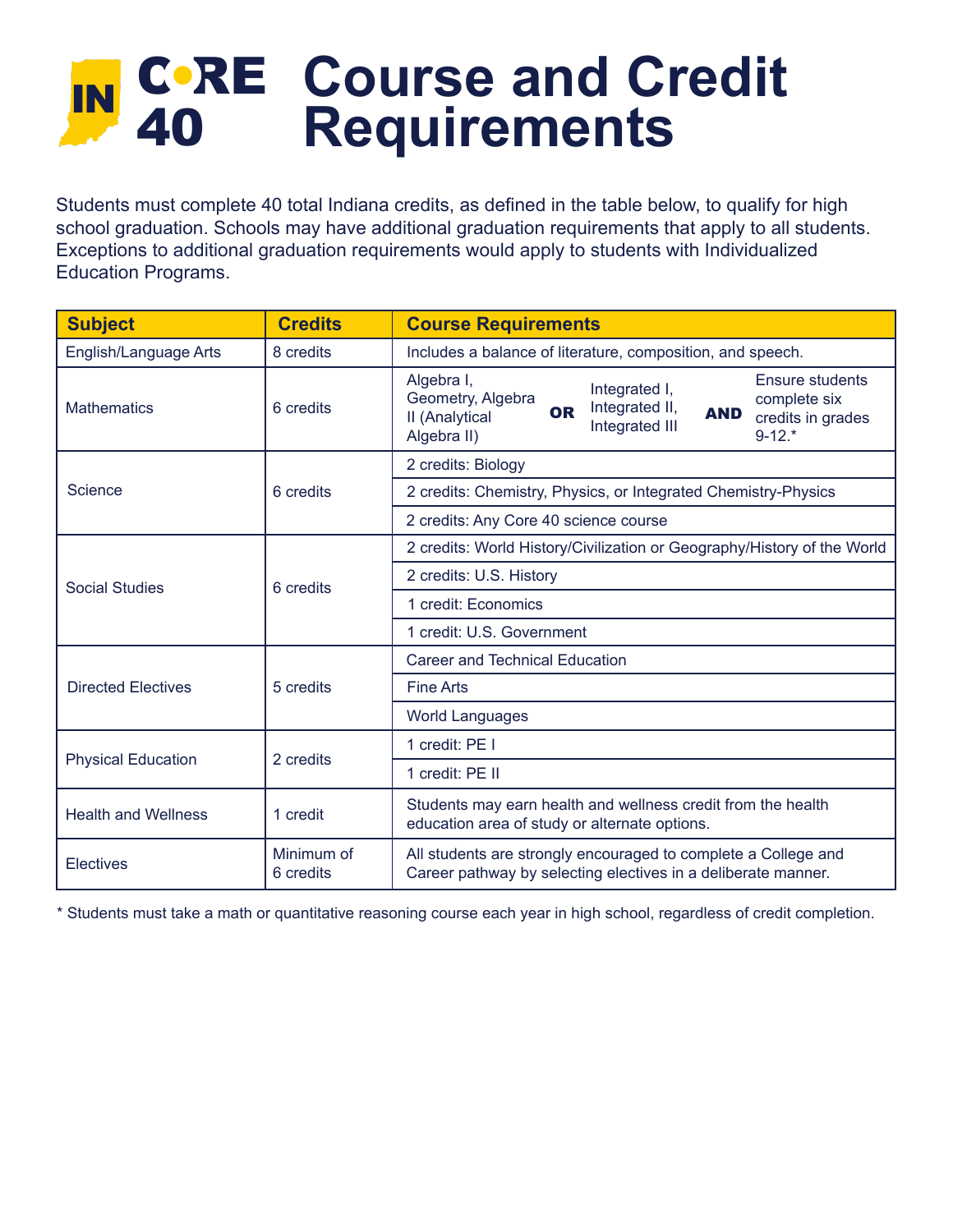# IN CORE 40 Course and Credit Requirements

Students must complete 40 total Indiana credits, as defined in the table below, to qualify for high school graduation. Schools may have additional graduation requirements that apply to all students. Exceptions to additional graduation requirements would apply to students with Individualized Education Programs.

| Subject | Credits | Course Requirements |
| --- | --- | --- |
| English/Language Arts | 8 credits | Includes a balance of literature, composition, and speech. |
| Mathematics | 6 credits | Algebra I, Geometry, Algebra II (Analytical Algebra II) **OR** Integrated I, Integrated II, Integrated III **AND** Ensure students complete six credits in grades 9-12.* |
| Science | 6 credits | 2 credits: Biology |
| | | 2 credits: Chemistry, Physics, or Integrated Chemistry-Physics |
| | | 2 credits: Any Core 40 science course |
| Social Studies | 6 credits | 2 credits: World History/Civilization or Geography/History of the World |
| | | 2 credits: U.S. History |
| | | 1 credit: Economics |
| | | 1 credit: U.S. Government |
| Directed Electives | 5 credits | Career and Technical Education |
| | | Fine Arts |
| | | World Languages |
| Physical Education | 2 credits | 1 credit: PE I |
| | | 1 credit: PE II |
| Health and Wellness | 1 credit | Students may earn health and wellness credit from the health education area of study or alternate options. |
| Electives | Minimum of 6 credits | All students are strongly encouraged to complete a College and Career pathway by selecting electives in a deliberate manner. |

* Students must take a math or quantitative reasoning course each year in high school, regardless of credit completion.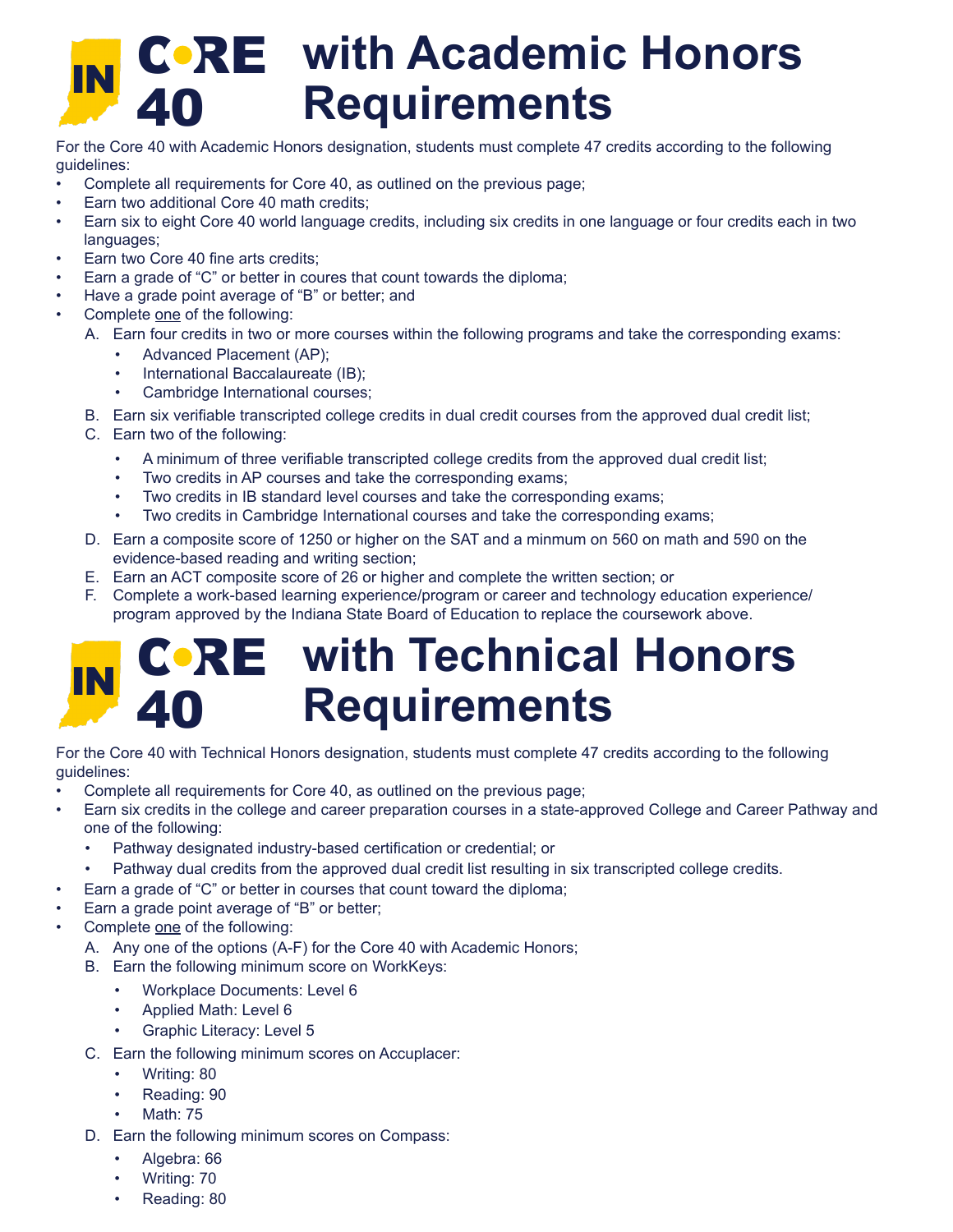# CORE 40 with Academic Honors Requirements

For the Core 40 with Academic Honors designation, students must complete 47 credits according to the following guidelines:

- Complete all requirements for Core 40, as outlined on the previous page;
- Earn two additional Core 40 math credits;
- Earn six to eight Core 40 world language credits, including six credits in one language or four credits each in two languages;
- Earn two Core 40 fine arts credits;
- Earn a grade of "C" or better in coures that count towards the diploma;
- Have a grade point average of "B" or better; and
- Complete one of the following:
  A. Earn four credits in two or more courses within the following programs and take the corresponding exams:
     - Advanced Placement (AP);
     - International Baccalaureate (IB);
     - Cambridge International courses;

  B. Earn six verifiable transcripted college credits in dual credit courses from the approved dual credit list;

  C. Earn two of the following:
     - A minimum of three verifiable transcripted college credits from the approved dual credit list;
     - Two credits in AP courses and take the corresponding exams;
     - Two credits in IB standard level courses and take the corresponding exams;
     - Two credits in Cambridge International courses and take the corresponding exams;

  D. Earn a composite score of 1250 or higher on the SAT and a minmum on 560 on math and 590 on the evidence-based reading and writing section;

  E. Earn an ACT composite score of 26 or higher and complete the written section; or

  F. Complete a work-based learning experience/program or career and technology education experience/ program approved by the Indiana State Board of Education to replace the coursework above.

# CORE 40 with Technical Honors Requirements

For the Core 40 with Technical Honors designation, students must complete 47 credits according to the following guidelines:

- Complete all requirements for Core 40, as outlined on the previous page;
- Earn six credits in the college and career preparation courses in a state-approved College and Career Pathway and one of the following:
  - Pathway designated industry-based certification or credential; or
  - Pathway dual credits from the approved dual credit list resulting in six transcripted college credits.
- Earn a grade of "C" or better in courses that count toward the diploma;
- Earn a grade point average of "B" or better;
- Complete one of the following:
  A. Any one of the options (A-F) for the Core 40 with Academic Honors;

  B. Earn the following minimum score on WorkKeys:
     - Workplace Documents: Level 6
     - Applied Math: Level 6
     - Graphic Literacy: Level 5

  C. Earn the following minimum scores on Accuplacer:
     - Writing: 80
     - Reading: 90
     - Math: 75

  D. Earn the following minimum scores on Compass:
     - Algebra: 66
     - Writing: 70
     - Reading: 80